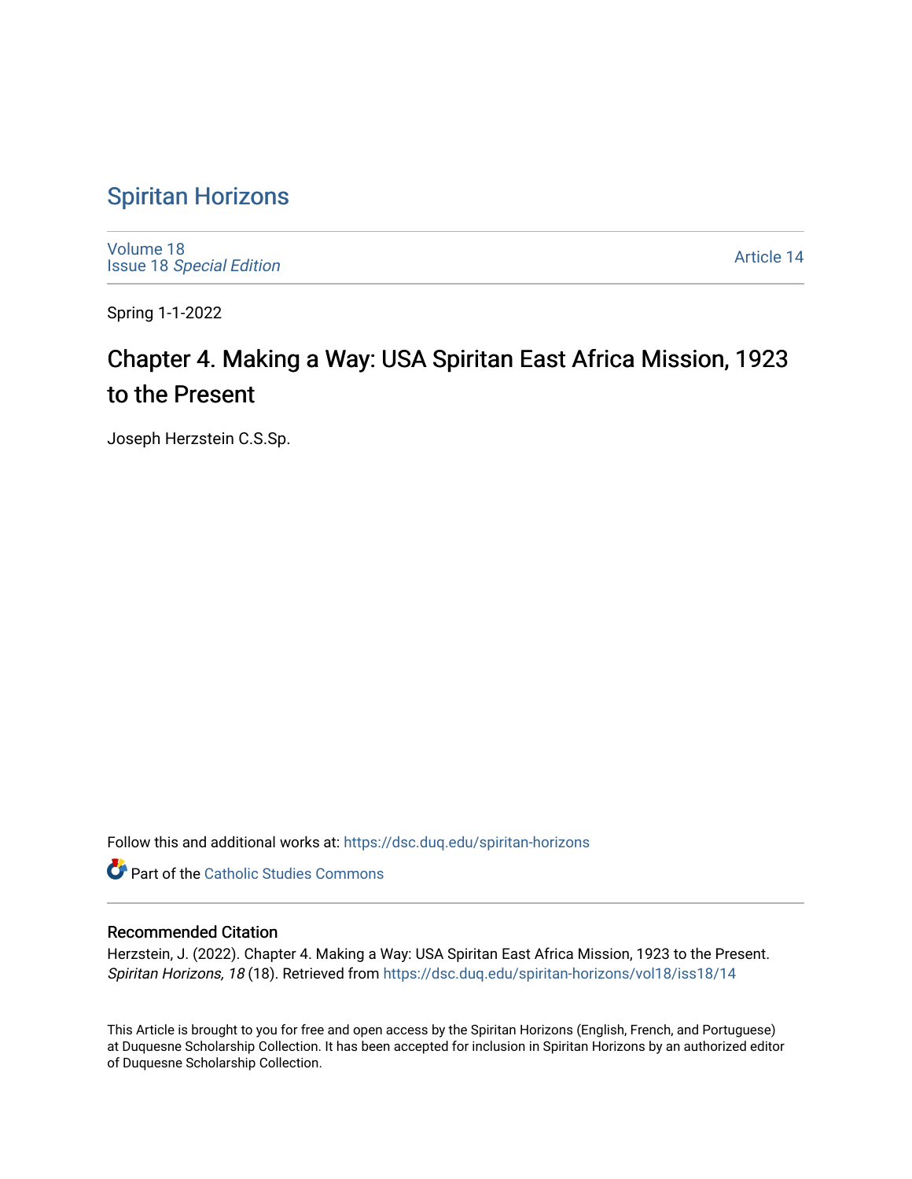# Spiritan Horizons

Volume 18
Issue 18 *Special Edition*

Article 14

Spring 1-1-2022

## Chapter 4. Making a Way: USA Spiritan East Africa Mission, 1923 to the Present

Joseph Herzstein C.S.Sp.

Follow this and additional works at: https://dsc.duq.edu/spiritan-horizons

Part of the Catholic Studies Commons

### Recommended Citation

Herzstein, J. (2022). Chapter 4. Making a Way: USA Spiritan East Africa Mission, 1923 to the Present. *Spiritan Horizons, 18* (18). Retrieved from https://dsc.duq.edu/spiritan-horizons/vol18/iss18/14

This Article is brought to you for free and open access by the Spiritan Horizons (English, French, and Portuguese) at Duquesne Scholarship Collection. It has been accepted for inclusion in Spiritan Horizons by an authorized editor of Duquesne Scholarship Collection.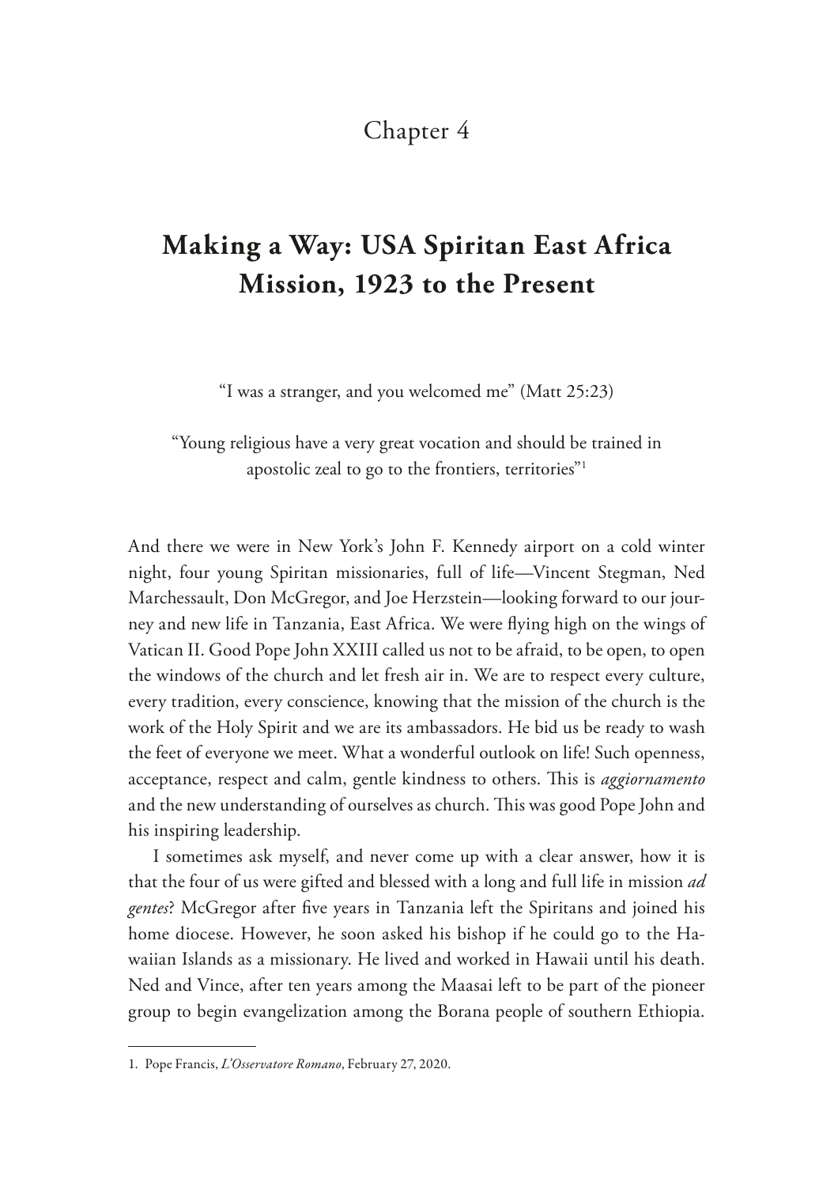# Chapter 4

## Making a Way: USA Spiritan East Africa Mission, 1923 to the Present

"I was a stranger, and you welcomed me" (Matt 25:23)

"Young religious have a very great vocation and should be trained in apostolic zeal to go to the frontiers, territories"[1]

And there we were in New York's John F. Kennedy airport on a cold winter night, four young Spiritan missionaries, full of life—Vincent Stegman, Ned Marchessault, Don McGregor, and Joe Herzstein—looking forward to our journey and new life in Tanzania, East Africa. We were flying high on the wings of Vatican II. Good Pope John XXIII called us not to be afraid, to be open, to open the windows of the church and let fresh air in. We are to respect every culture, every tradition, every conscience, knowing that the mission of the church is the work of the Holy Spirit and we are its ambassadors. He bid us be ready to wash the feet of everyone we meet. What a wonderful outlook on life! Such openness, acceptance, respect and calm, gentle kindness to others. This is *aggiornamento* and the new understanding of ourselves as church. This was good Pope John and his inspiring leadership.

I sometimes ask myself, and never come up with a clear answer, how it is that the four of us were gifted and blessed with a long and full life in mission *ad gentes*? McGregor after five years in Tanzania left the Spiritans and joined his home diocese. However, he soon asked his bishop if he could go to the Hawaiian Islands as a missionary. He lived and worked in Hawaii until his death. Ned and Vince, after ten years among the Maasai left to be part of the pioneer group to begin evangelization among the Borana people of southern Ethiopia.

---

1. Pope Francis, *L'Osservatore Romano*, February 27, 2020.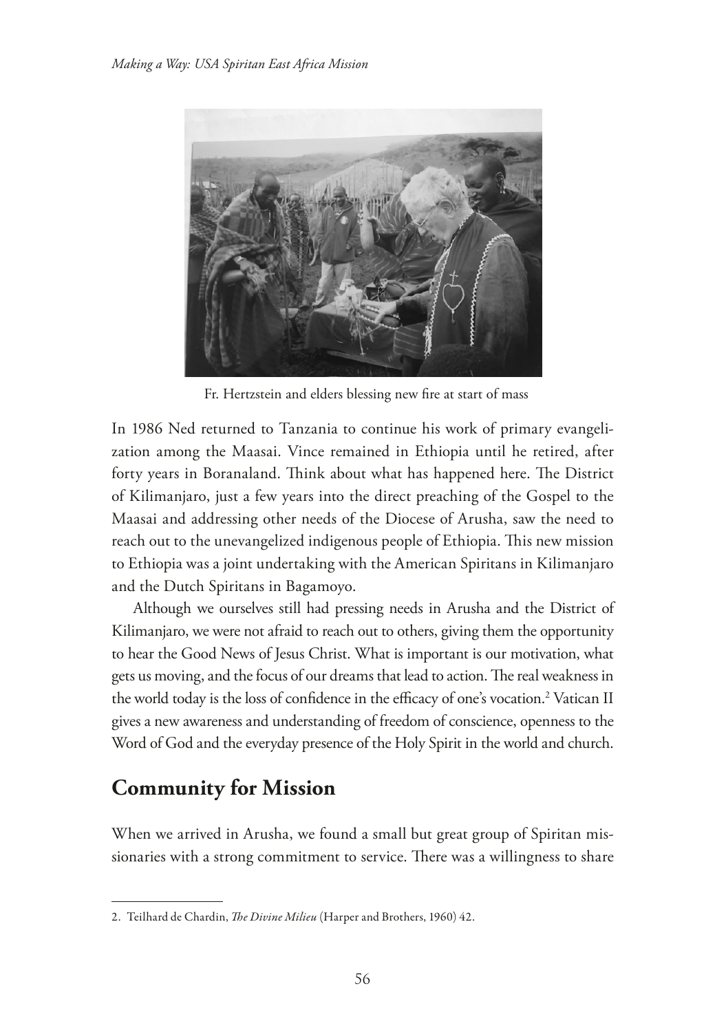Fr. Hertzstein and elders blessing new fire at start of mass

In 1986 Ned returned to Tanzania to continue his work of primary evangelization among the Maasai. Vince remained in Ethiopia until he retired, after forty years in Boranaland. Think about what has happened here. The District of Kilimanjaro, just a few years into the direct preaching of the Gospel to the Maasai and addressing other needs of the Diocese of Arusha, saw the need to reach out to the unevangelized indigenous people of Ethiopia. This new mission to Ethiopia was a joint undertaking with the American Spiritans in Kilimanjaro and the Dutch Spiritans in Bagamoyo.

Although we ourselves still had pressing needs in Arusha and the District of Kilimanjaro, we were not afraid to reach out to others, giving them the opportunity to hear the Good News of Jesus Christ. What is important is our motivation, what gets us moving, and the focus of our dreams that lead to action. The real weakness in the world today is the loss of confidence in the efficacy of one's vocation.[2] Vatican II gives a new awareness and understanding of freedom of conscience, openness to the Word of God and the everyday presence of the Holy Spirit in the world and church.

## Community for Mission

When we arrived in Arusha, we found a small but great group of Spiritan missionaries with a strong commitment to service. There was a willingness to share

---

2. Teilhard de Chardin, *The Divine Milieu* (Harper and Brothers, 1960) 42.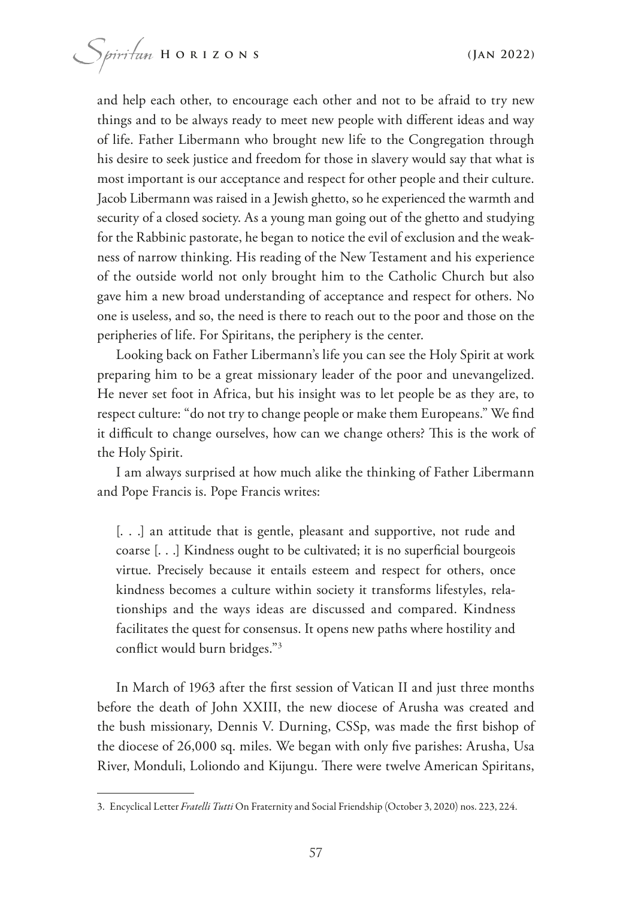and help each other, to encourage each other and not to be afraid to try new things and to be always ready to meet new people with different ideas and way of life. Father Libermann who brought new life to the Congregation through his desire to seek justice and freedom for those in slavery would say that what is most important is our acceptance and respect for other people and their culture. Jacob Libermann was raised in a Jewish ghetto, so he experienced the warmth and security of a closed society. As a young man going out of the ghetto and studying for the Rabbinic pastorate, he began to notice the evil of exclusion and the weakness of narrow thinking. His reading of the New Testament and his experience of the outside world not only brought him to the Catholic Church but also gave him a new broad understanding of acceptance and respect for others. No one is useless, and so, the need is there to reach out to the poor and those on the peripheries of life. For Spiritans, the periphery is the center.

Looking back on Father Libermann's life you can see the Holy Spirit at work preparing him to be a great missionary leader of the poor and unevangelized. He never set foot in Africa, but his insight was to let people be as they are, to respect culture: "do not try to change people or make them Europeans." We find it difficult to change ourselves, how can we change others? This is the work of the Holy Spirit.

I am always surprised at how much alike the thinking of Father Libermann and Pope Francis is. Pope Francis writes:

> [. . .] an attitude that is gentle, pleasant and supportive, not rude and coarse [. . .] Kindness ought to be cultivated; it is no superficial bourgeois virtue. Precisely because it entails esteem and respect for others, once kindness becomes a culture within society it transforms lifestyles, relationships and the ways ideas are discussed and compared. Kindness facilitates the quest for consensus. It opens new paths where hostility and conflict would burn bridges."[3]

In March of 1963 after the first session of Vatican II and just three months before the death of John XXIII, the new diocese of Arusha was created and the bush missionary, Dennis V. Durning, CSSp, was made the first bishop of the diocese of 26,000 sq. miles. We began with only five parishes: Arusha, Usa River, Monduli, Loliondo and Kijungu. There were twelve American Spiritans,

---

3. Encyclical Letter *Fratelli Tutti* On Fraternity and Social Friendship (October 3, 2020) nos. 223, 224.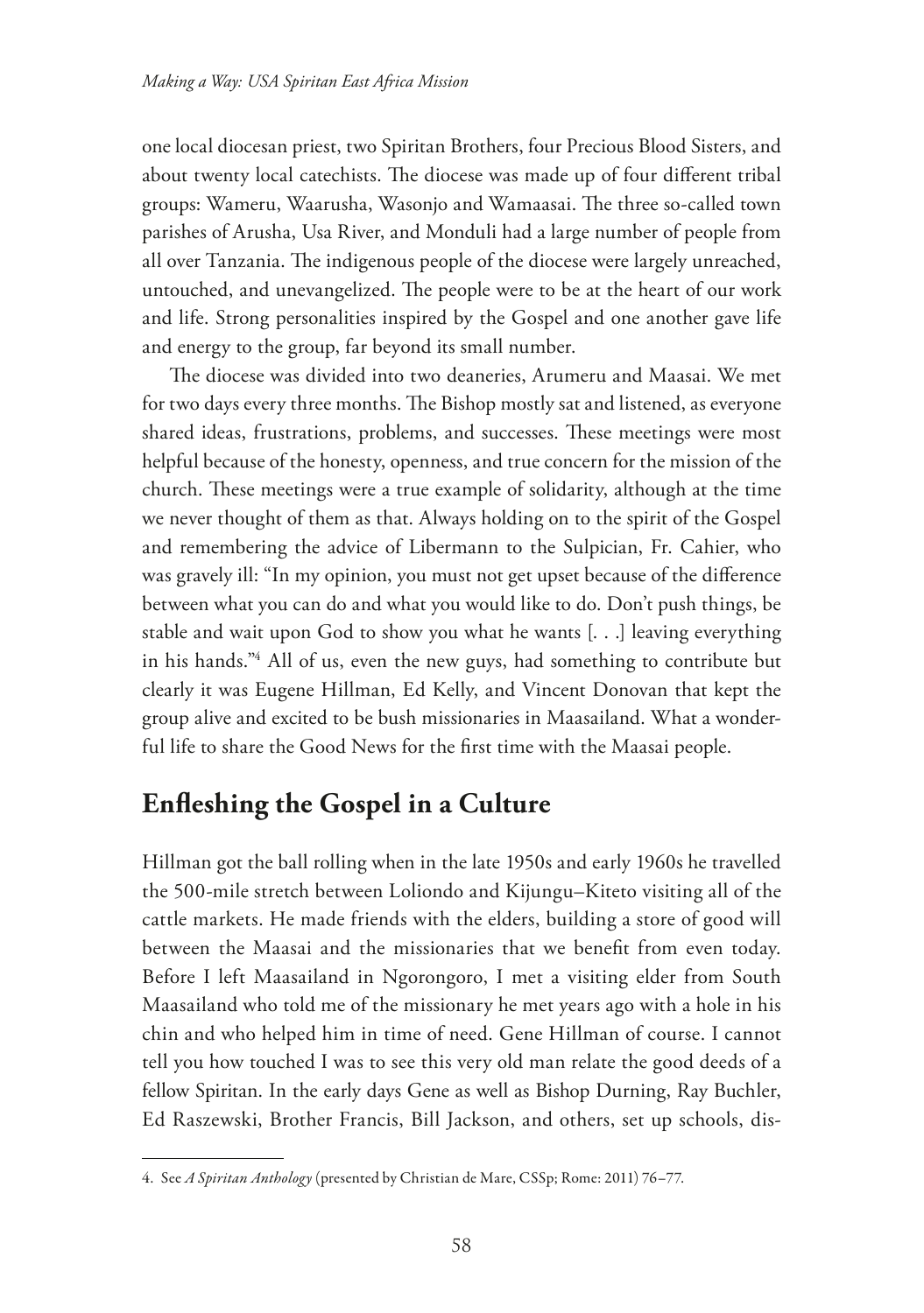one local diocesan priest, two Spiritan Brothers, four Precious Blood Sisters, and about twenty local catechists. The diocese was made up of four different tribal groups: Wameru, Waarusha, Wasonjo and Wamaasai. The three so-called town parishes of Arusha, Usa River, and Monduli had a large number of people from all over Tanzania. The indigenous people of the diocese were largely unreached, untouched, and unevangelized. The people were to be at the heart of our work and life. Strong personalities inspired by the Gospel and one another gave life and energy to the group, far beyond its small number.

The diocese was divided into two deaneries, Arumeru and Maasai. We met for two days every three months. The Bishop mostly sat and listened, as everyone shared ideas, frustrations, problems, and successes. These meetings were most helpful because of the honesty, openness, and true concern for the mission of the church. These meetings were a true example of solidarity, although at the time we never thought of them as that. Always holding on to the spirit of the Gospel and remembering the advice of Libermann to the Sulpician, Fr. Cahier, who was gravely ill: "In my opinion, you must not get upset because of the difference between what you can do and what you would like to do. Don't push things, be stable and wait upon God to show you what he wants [. . .] leaving everything in his hands."[4] All of us, even the new guys, had something to contribute but clearly it was Eugene Hillman, Ed Kelly, and Vincent Donovan that kept the group alive and excited to be bush missionaries in Maasailand. What a wonderful life to share the Good News for the first time with the Maasai people.

## Enfleshing the Gospel in a Culture

Hillman got the ball rolling when in the late 1950s and early 1960s he travelled the 500-mile stretch between Loliondo and Kijungu–Kiteto visiting all of the cattle markets. He made friends with the elders, building a store of good will between the Maasai and the missionaries that we benefit from even today. Before I left Maasailand in Ngorongoro, I met a visiting elder from South Maasailand who told me of the missionary he met years ago with a hole in his chin and who helped him in time of need. Gene Hillman of course. I cannot tell you how touched I was to see this very old man relate the good deeds of a fellow Spiritan. In the early days Gene as well as Bishop Durning, Ray Buchler, Ed Raszewski, Brother Francis, Bill Jackson, and others, set up schools, dis-

---

4. See *A Spiritan Anthology* (presented by Christian de Mare, CSSp; Rome: 2011) 76–77.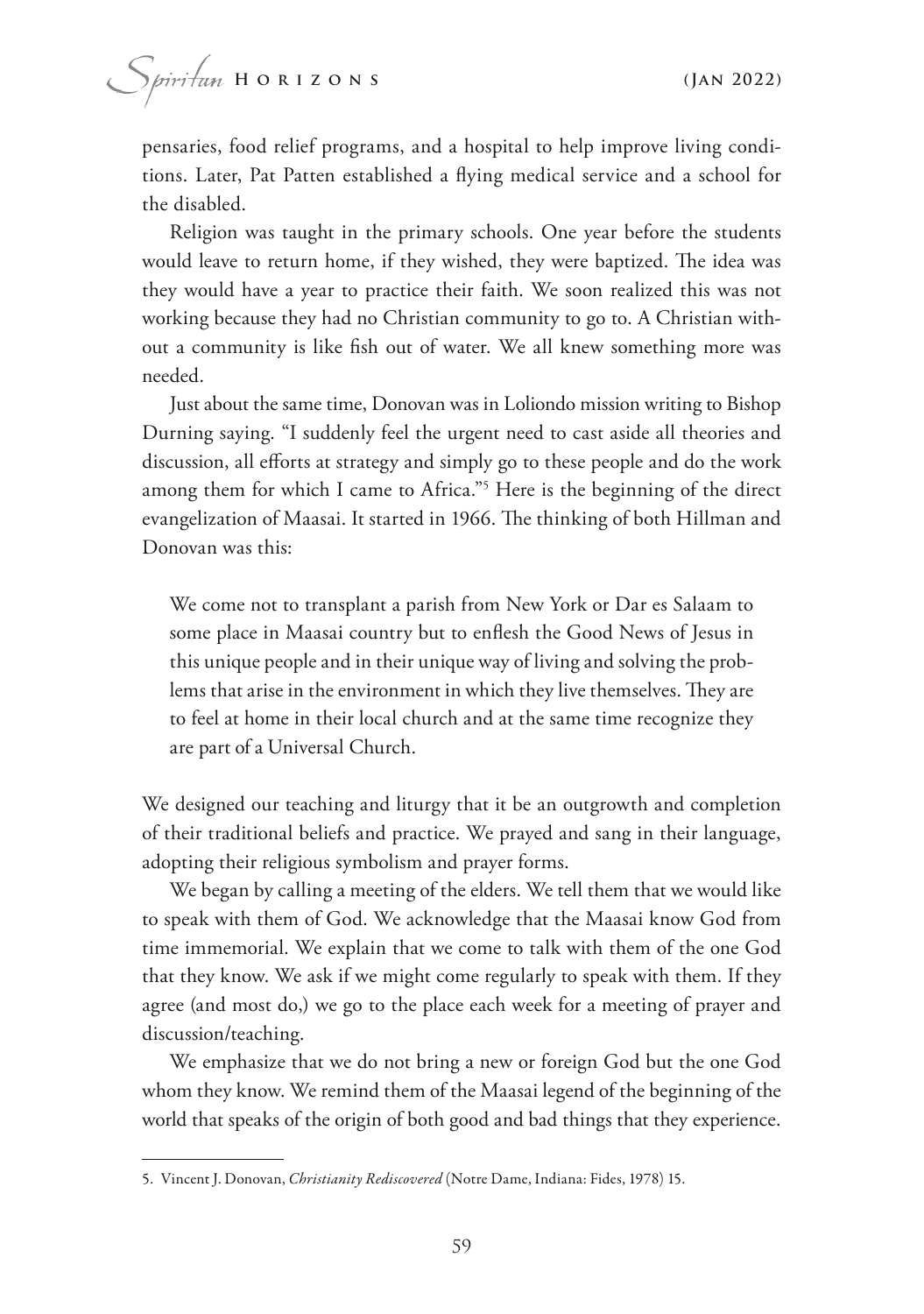pensaries, food relief programs, and a hospital to help improve living conditions. Later, Pat Patten established a flying medical service and a school for the disabled.

Religion was taught in the primary schools. One year before the students would leave to return home, if they wished, they were baptized. The idea was they would have a year to practice their faith. We soon realized this was not working because they had no Christian community to go to. A Christian without a community is like fish out of water. We all knew something more was needed.

Just about the same time, Donovan was in Loliondo mission writing to Bishop Durning saying. "I suddenly feel the urgent need to cast aside all theories and discussion, all efforts at strategy and simply go to these people and do the work among them for which I came to Africa."[5] Here is the beginning of the direct evangelization of Maasai. It started in 1966. The thinking of both Hillman and Donovan was this:

> We come not to transplant a parish from New York or Dar es Salaam to some place in Maasai country but to enflesh the Good News of Jesus in this unique people and in their unique way of living and solving the problems that arise in the environment in which they live themselves. They are to feel at home in their local church and at the same time recognize they are part of a Universal Church.

We designed our teaching and liturgy that it be an outgrowth and completion of their traditional beliefs and practice. We prayed and sang in their language, adopting their religious symbolism and prayer forms.

We began by calling a meeting of the elders. We tell them that we would like to speak with them of God. We acknowledge that the Maasai know God from time immemorial. We explain that we come to talk with them of the one God that they know. We ask if we might come regularly to speak with them. If they agree (and most do,) we go to the place each week for a meeting of prayer and discussion/teaching.

We emphasize that we do not bring a new or foreign God but the one God whom they know. We remind them of the Maasai legend of the beginning of the world that speaks of the origin of both good and bad things that they experience.

---

5. Vincent J. Donovan, *Christianity Rediscovered* (Notre Dame, Indiana: Fides, 1978) 15.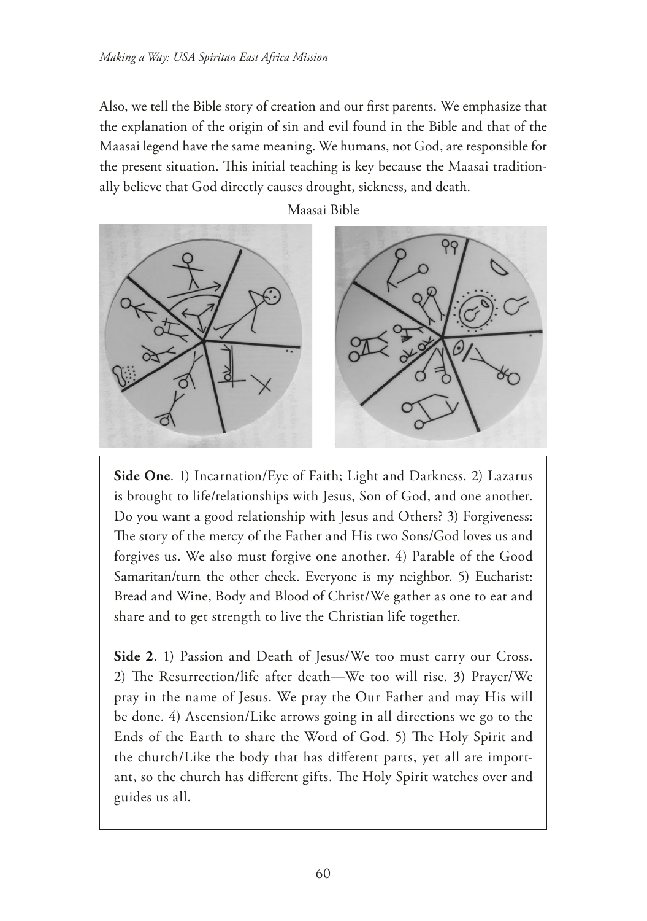Also, we tell the Bible story of creation and our first parents. We emphasize that the explanation of the origin of sin and evil found in the Bible and that of the Maasai legend have the same meaning. We humans, not God, are responsible for the present situation. This initial teaching is key because the Maasai traditionally believe that God directly causes drought, sickness, and death.

Maasai Bible

**Side One**. 1) Incarnation/Eye of Faith; Light and Darkness. 2) Lazarus is brought to life/relationships with Jesus, Son of God, and one another. Do you want a good relationship with Jesus and Others? 3) Forgiveness: The story of the mercy of the Father and His two Sons/God loves us and forgives us. We also must forgive one another. 4) Parable of the Good Samaritan/turn the other cheek. Everyone is my neighbor. 5) Eucharist: Bread and Wine, Body and Blood of Christ/We gather as one to eat and share and to get strength to live the Christian life together.

**Side 2**. 1) Passion and Death of Jesus/We too must carry our Cross. 2) The Resurrection/life after death—We too will rise. 3) Prayer/We pray in the name of Jesus. We pray the Our Father and may His will be done. 4) Ascension/Like arrows going in all directions we go to the Ends of the Earth to share the Word of God. 5) The Holy Spirit and the church/Like the body that has different parts, yet all are important, so the church has different gifts. The Holy Spirit watches over and guides us all.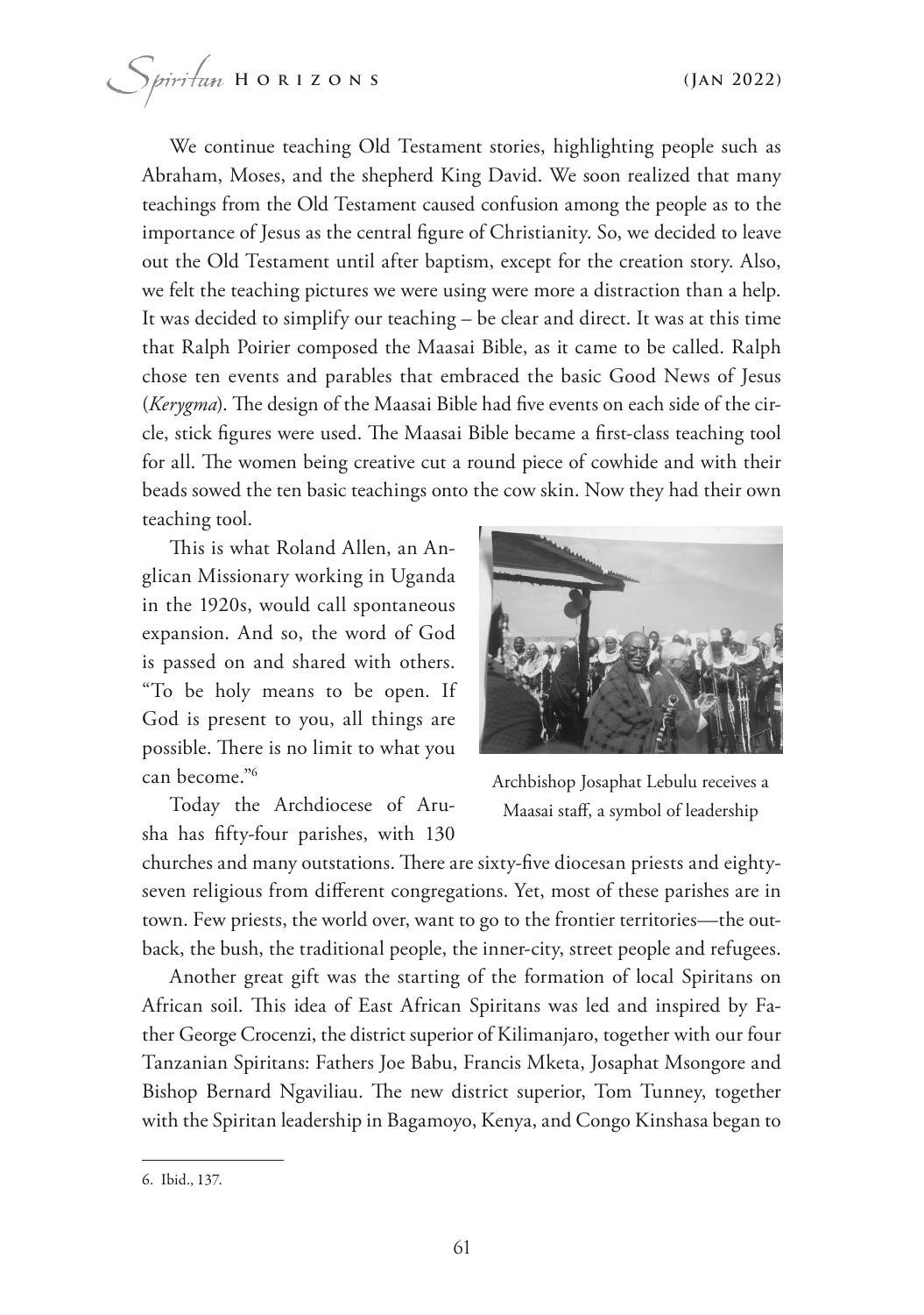We continue teaching Old Testament stories, highlighting people such as Abraham, Moses, and the shepherd King David. We soon realized that many teachings from the Old Testament caused confusion among the people as to the importance of Jesus as the central figure of Christianity. So, we decided to leave out the Old Testament until after baptism, except for the creation story. Also, we felt the teaching pictures we were using were more a distraction than a help. It was decided to simplify our teaching – be clear and direct. It was at this time that Ralph Poirier composed the Maasai Bible, as it came to be called. Ralph chose ten events and parables that embraced the basic Good News of Jesus (*Kerygma*). The design of the Maasai Bible had five events on each side of the circle, stick figures were used. The Maasai Bible became a first-class teaching tool for all. The women being creative cut a round piece of cowhide and with their beads sowed the ten basic teachings onto the cow skin. Now they had their own teaching tool.

This is what Roland Allen, an Anglican Missionary working in Uganda in the 1920s, would call spontaneous expansion. And so, the word of God is passed on and shared with others. "To be holy means to be open. If God is present to you, all things are possible. There is no limit to what you can become."[6]

Archbishop Josaphat Lebulu receives a Maasai staff, a symbol of leadership

Today the Archdiocese of Arusha has fifty-four parishes, with 130 churches and many outstations. There are sixty-five diocesan priests and eighty-seven religious from different congregations. Yet, most of these parishes are in town. Few priests, the world over, want to go to the frontier territories—the outback, the bush, the traditional people, the inner-city, street people and refugees.

Another great gift was the starting of the formation of local Spiritans on African soil. This idea of East African Spiritans was led and inspired by Father George Crocenzi, the district superior of Kilimanjaro, together with our four Tanzanian Spiritans: Fathers Joe Babu, Francis Mketa, Josaphat Msongore and Bishop Bernard Ngaviliau. The new district superior, Tom Tunney, together with the Spiritan leadership in Bagamoyo, Kenya, and Congo Kinshasa began to

---

6. Ibid., 137.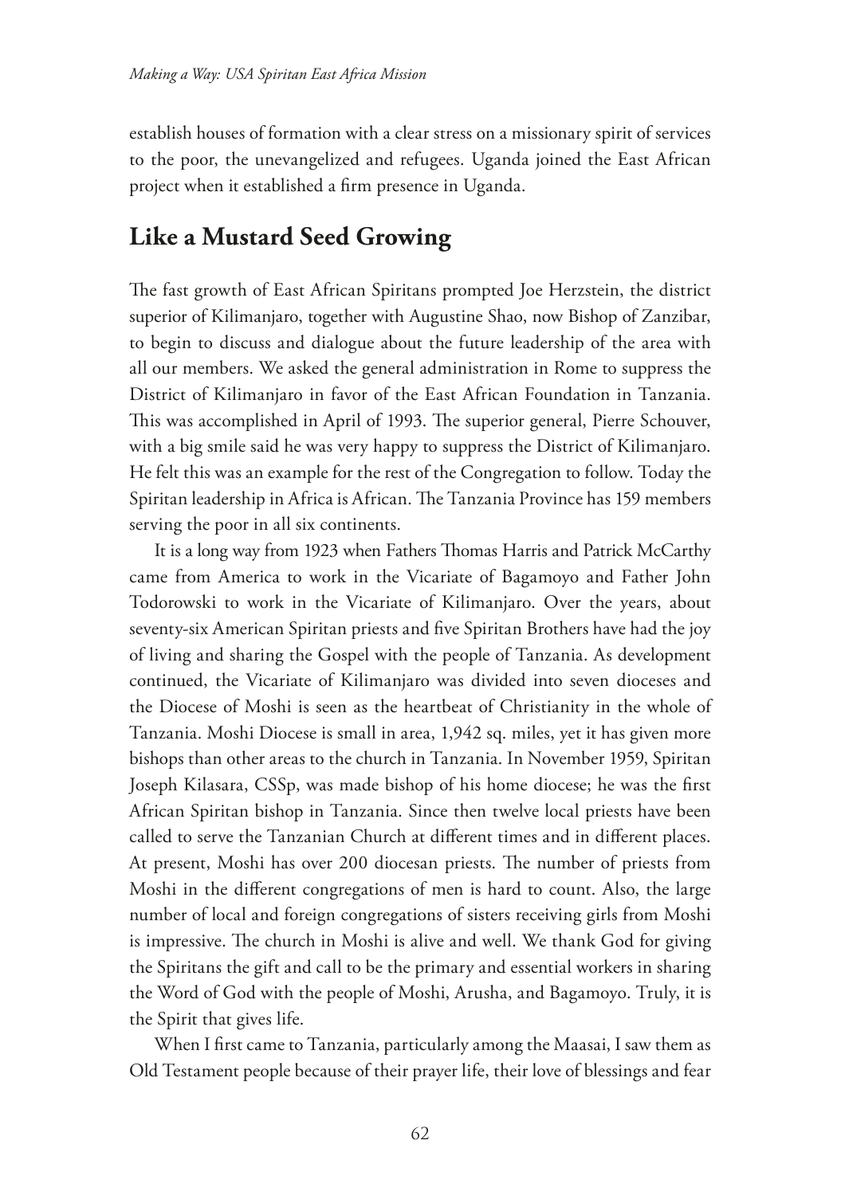establish houses of formation with a clear stress on a missionary spirit of services to the poor, the unevangelized and refugees. Uganda joined the East African project when it established a firm presence in Uganda.

## Like a Mustard Seed Growing

The fast growth of East African Spiritans prompted Joe Herzstein, the district superior of Kilimanjaro, together with Augustine Shao, now Bishop of Zanzibar, to begin to discuss and dialogue about the future leadership of the area with all our members. We asked the general administration in Rome to suppress the District of Kilimanjaro in favor of the East African Foundation in Tanzania. This was accomplished in April of 1993. The superior general, Pierre Schouver, with a big smile said he was very happy to suppress the District of Kilimanjaro. He felt this was an example for the rest of the Congregation to follow. Today the Spiritan leadership in Africa is African. The Tanzania Province has 159 members serving the poor in all six continents.

It is a long way from 1923 when Fathers Thomas Harris and Patrick McCarthy came from America to work in the Vicariate of Bagamoyo and Father John Todorowski to work in the Vicariate of Kilimanjaro. Over the years, about seventy-six American Spiritan priests and five Spiritan Brothers have had the joy of living and sharing the Gospel with the people of Tanzania. As development continued, the Vicariate of Kilimanjaro was divided into seven dioceses and the Diocese of Moshi is seen as the heartbeat of Christianity in the whole of Tanzania. Moshi Diocese is small in area, 1,942 sq. miles, yet it has given more bishops than other areas to the church in Tanzania. In November 1959, Spiritan Joseph Kilasara, CSSp, was made bishop of his home diocese; he was the first African Spiritan bishop in Tanzania. Since then twelve local priests have been called to serve the Tanzanian Church at different times and in different places. At present, Moshi has over 200 diocesan priests. The number of priests from Moshi in the different congregations of men is hard to count. Also, the large number of local and foreign congregations of sisters receiving girls from Moshi is impressive. The church in Moshi is alive and well. We thank God for giving the Spiritans the gift and call to be the primary and essential workers in sharing the Word of God with the people of Moshi, Arusha, and Bagamoyo. Truly, it is the Spirit that gives life.

When I first came to Tanzania, particularly among the Maasai, I saw them as Old Testament people because of their prayer life, their love of blessings and fear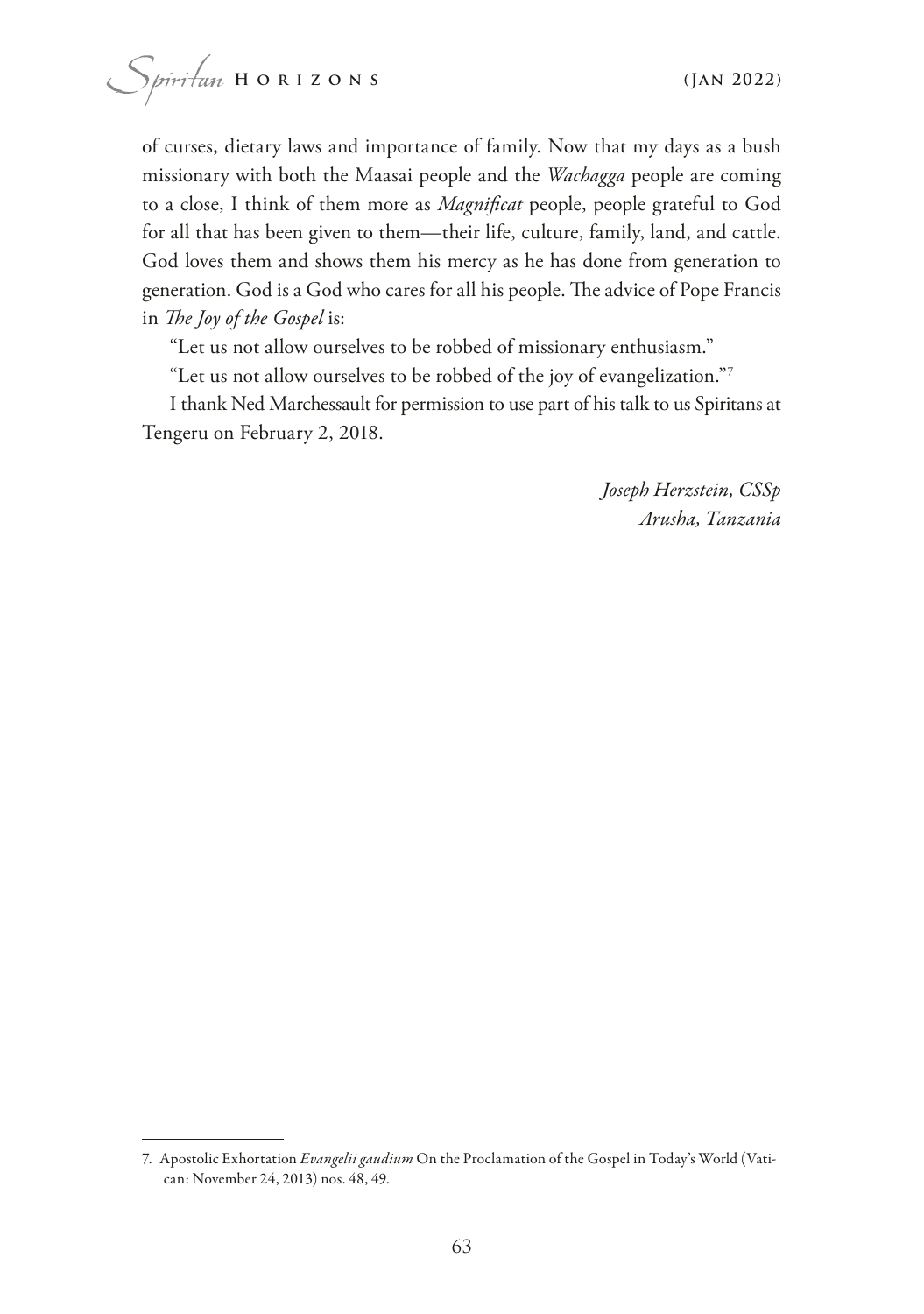of curses, dietary laws and importance of family. Now that my days as a bush missionary with both the Maasai people and the *Wachagga* people are coming to a close, I think of them more as *Magnificat* people, people grateful to God for all that has been given to them—their life, culture, family, land, and cattle. God loves them and shows them his mercy as he has done from generation to generation. God is a God who cares for all his people. The advice of Pope Francis in *The Joy of the Gospel* is:

"Let us not allow ourselves to be robbed of missionary enthusiasm."

"Let us not allow ourselves to be robbed of the joy of evangelization."[7]

I thank Ned Marchessault for permission to use part of his talk to us Spiritans at Tengeru on February 2, 2018.

*Joseph Herzstein, CSSp*
*Arusha, Tanzania*

---

7. Apostolic Exhortation *Evangelii gaudium* On the Proclamation of the Gospel in Today's World (Vatican: November 24, 2013) nos. 48, 49.